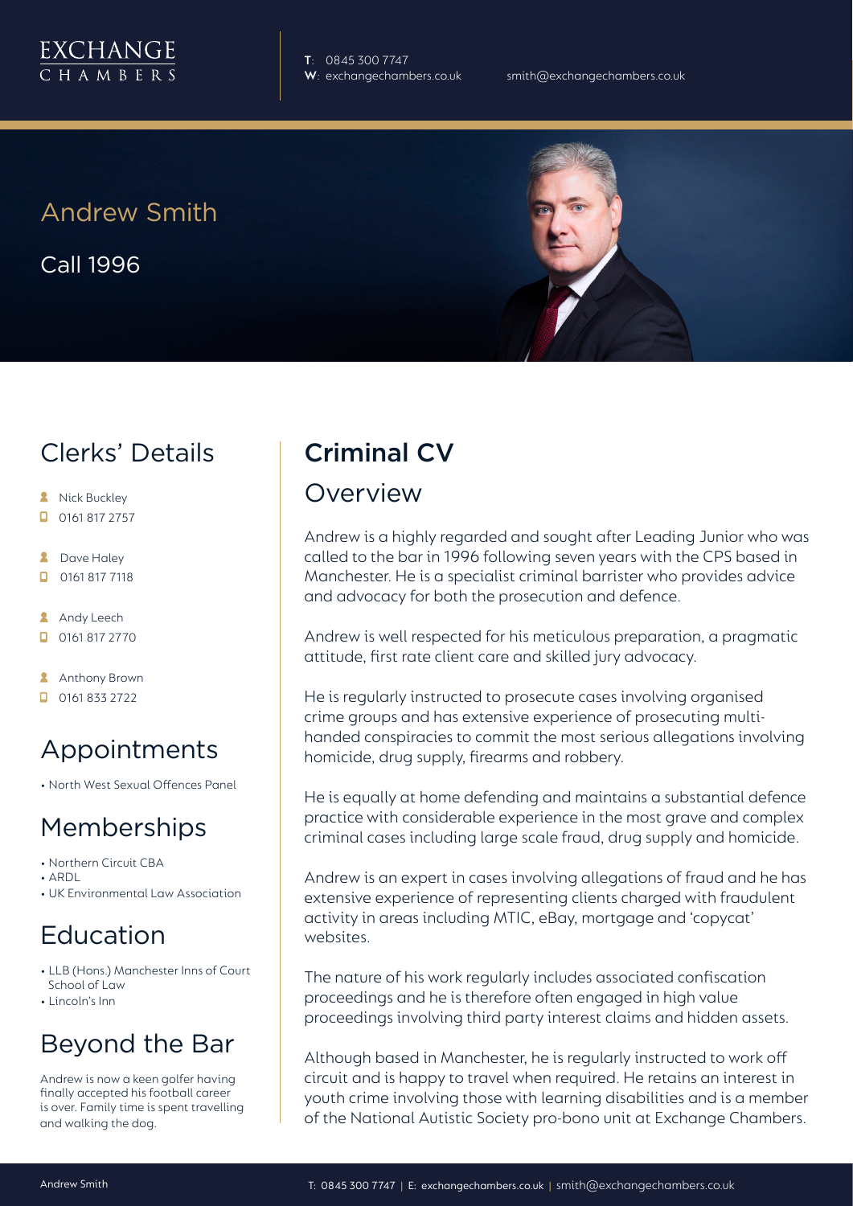EXCHANGE
CHAMBERS

**T**: 0845 300 7747
**W**: exchangechambers.co.uk

smith@exchangechambers.co.uk

# Andrew Smith

Call 1996

## Clerks' Details

- Nick Buckley
- 0161 817 2757
- Dave Haley
- 0161 817 7118
- Andy Leech
- 0161 817 2770
- Anthony Brown
- 0161 833 2722

## Appointments

- North West Sexual Offences Panel

## Memberships

- Northern Circuit CBA
- ARDL
- UK Environmental Law Association

## Education

- LLB (Hons.) Manchester Inns of Court School of Law
- Lincoln's Inn

## Beyond the Bar

Andrew is now a keen golfer having finally accepted his football career is over. Family time is spent travelling and walking the dog.

# Criminal CV

## Overview

Andrew is a highly regarded and sought after Leading Junior who was called to the bar in 1996 following seven years with the CPS based in Manchester. He is a specialist criminal barrister who provides advice and advocacy for both the prosecution and defence.

Andrew is well respected for his meticulous preparation, a pragmatic attitude, first rate client care and skilled jury advocacy.

He is regularly instructed to prosecute cases involving organised crime groups and has extensive experience of prosecuting multi-handed conspiracies to commit the most serious allegations involving homicide, drug supply, firearms and robbery.

He is equally at home defending and maintains a substantial defence practice with considerable experience in the most grave and complex criminal cases including large scale fraud, drug supply and homicide.

Andrew is an expert in cases involving allegations of fraud and he has extensive experience of representing clients charged with fraudulent activity in areas including MTIC, eBay, mortgage and 'copycat' websites.

The nature of his work regularly includes associated confiscation proceedings and he is therefore often engaged in high value proceedings involving third party interest claims and hidden assets.

Although based in Manchester, he is regularly instructed to work off circuit and is happy to travel when required. He retains an interest in youth crime involving those with learning disabilities and is a member of the National Autistic Society pro-bono unit at Exchange Chambers.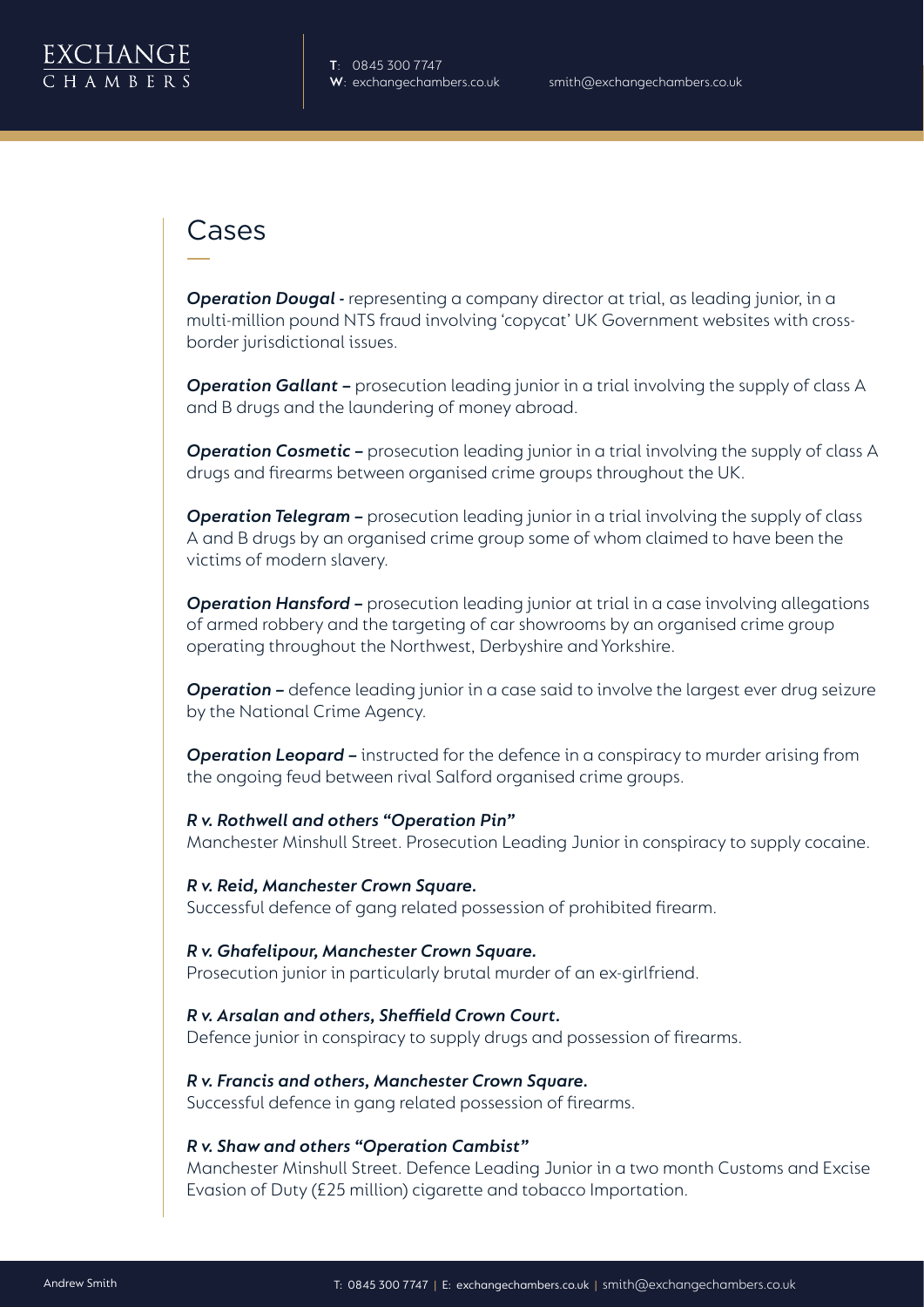## Cases

***Operation Dougal*** - representing a company director at trial, as leading junior, in a multi-million pound NTS fraud involving 'copycat' UK Government websites with cross-border jurisdictional issues.

***Operation Gallant*** – prosecution leading junior in a trial involving the supply of class A and B drugs and the laundering of money abroad.

***Operation Cosmetic*** – prosecution leading junior in a trial involving the supply of class A drugs and firearms between organised crime groups throughout the UK.

***Operation Telegram*** – prosecution leading junior in a trial involving the supply of class A and B drugs by an organised crime group some of whom claimed to have been the victims of modern slavery.

***Operation Hansford*** – prosecution leading junior at trial in a case involving allegations of armed robbery and the targeting of car showrooms by an organised crime group operating throughout the Northwest, Derbyshire and Yorkshire.

***Operation*** – defence leading junior in a case said to involve the largest ever drug seizure by the National Crime Agency.

***Operation Leopard*** – instructed for the defence in a conspiracy to murder arising from the ongoing feud between rival Salford organised crime groups.

***R v. Rothwell and others "Operation Pin"***
Manchester Minshull Street. Prosecution Leading Junior in conspiracy to supply cocaine.

***R v. Reid, Manchester Crown Square.***
Successful defence of gang related possession of prohibited firearm.

***R v. Ghafelipour, Manchester Crown Square.***
Prosecution junior in particularly brutal murder of an ex-girlfriend.

***R v. Arsalan and others, Sheffield Crown Court.***
Defence junior in conspiracy to supply drugs and possession of firearms.

***R v. Francis and others, Manchester Crown Square.***
Successful defence in gang related possession of firearms.

***R v. Shaw and others "Operation Cambist"***
Manchester Minshull Street. Defence Leading Junior in a two month Customs and Excise Evasion of Duty (£25 million) cigarette and tobacco Importation.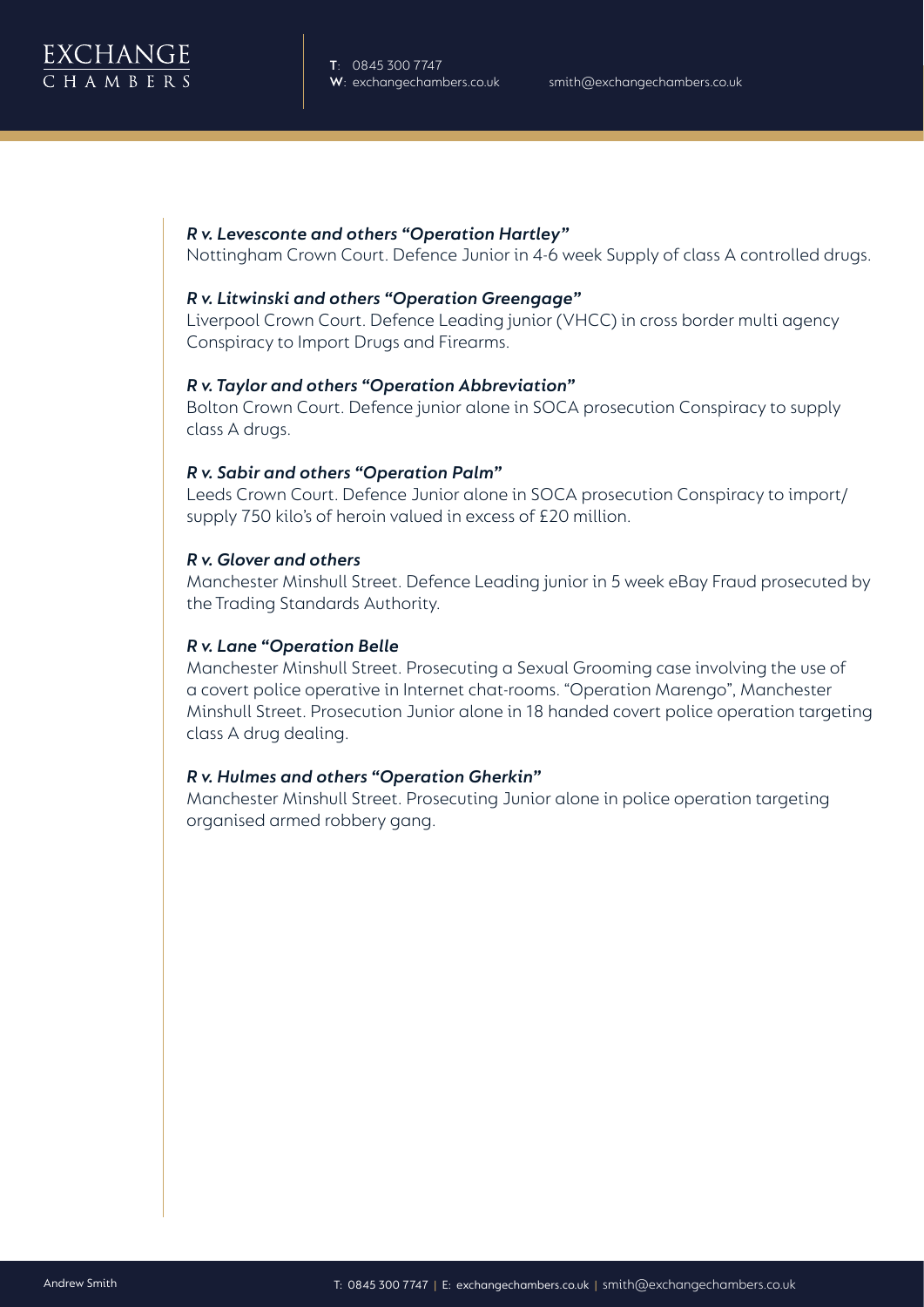***R v. Levesconte and others "Operation Hartley"***

Nottingham Crown Court. Defence Junior in 4-6 week Supply of class A controlled drugs.

***R v. Litwinski and others "Operation Greengage"***

Liverpool Crown Court. Defence Leading junior (VHCC) in cross border multi agency Conspiracy to Import Drugs and Firearms.

***R v. Taylor and others "Operation Abbreviation"***

Bolton Crown Court. Defence junior alone in SOCA prosecution Conspiracy to supply class A drugs.

***R v. Sabir and others "Operation Palm"***

Leeds Crown Court. Defence Junior alone in SOCA prosecution Conspiracy to import/supply 750 kilo's of heroin valued in excess of £20 million.

***R v. Glover and others***

Manchester Minshull Street. Defence Leading junior in 5 week eBay Fraud prosecuted by the Trading Standards Authority.

***R v. Lane "Operation Belle***

Manchester Minshull Street. Prosecuting a Sexual Grooming case involving the use of a covert police operative in Internet chat-rooms. "Operation Marengo", Manchester Minshull Street. Prosecution Junior alone in 18 handed covert police operation targeting class A drug dealing.

***R v. Hulmes and others "Operation Gherkin"***

Manchester Minshull Street. Prosecuting Junior alone in police operation targeting organised armed robbery gang.